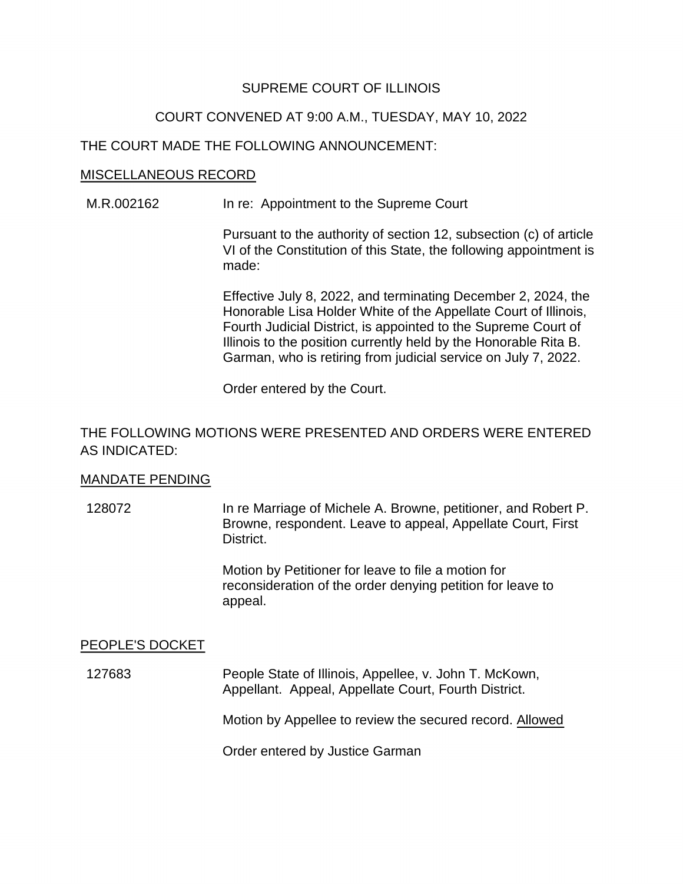SUPREME COURT OF ILLINOIS

COURT CONVENED AT 9:00 A.M., TUESDAY, MAY 10, 2022

THE COURT MADE THE FOLLOWING ANNOUNCEMENT:

<u>MISCELLANEOUS RECORD</u>

M.R.002162 In re: Appointment to the Supreme Court

Pursuant to the authority of section 12, subsection (c) of article VI of the Constitution of this State, the following appointment is made:

Effective July 8, 2022, and terminating December 2, 2024, the Honorable Lisa Holder White of the Appellate Court of Illinois, Fourth Judicial District, is appointed to the Supreme Court of Illinois to the position currently held by the Honorable Rita B. Garman, who is retiring from judicial service on July 7, 2022.

Order entered by the Court.

THE FOLLOWING MOTIONS WERE PRESENTED AND ORDERS WERE ENTERED AS INDICATED:

<u>MANDATE PENDING</u>

128072 In re Marriage of Michele A. Browne, petitioner, and Robert P. Browne, respondent. Leave to appeal, Appellate Court, First District.

Motion by Petitioner for leave to file a motion for reconsideration of the order denying petition for leave to appeal.

<u>PEOPLE'S DOCKET</u>

127683 People State of Illinois, Appellee, v. John T. McKown, Appellant. Appeal, Appellate Court, Fourth District.

Motion by Appellee to review the secured record. <u>Allowed</u>

Order entered by Justice Garman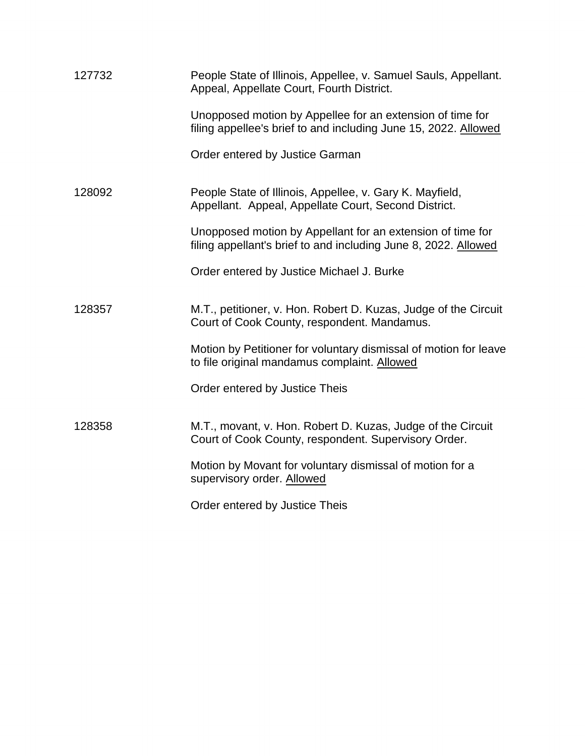127732

People State of Illinois, Appellee, v. Samuel Sauls, Appellant. Appeal, Appellate Court, Fourth District.

Unopposed motion by Appellee for an extension of time for filing appellee's brief to and including June 15, 2022. <u>Allowed</u>

Order entered by Justice Garman

128092

People State of Illinois, Appellee, v. Gary K. Mayfield, Appellant. Appeal, Appellate Court, Second District.

Unopposed motion by Appellant for an extension of time for filing appellant's brief to and including June 8, 2022. <u>Allowed</u>

Order entered by Justice Michael J. Burke

128357

M.T., petitioner, v. Hon. Robert D. Kuzas, Judge of the Circuit Court of Cook County, respondent. Mandamus.

Motion by Petitioner for voluntary dismissal of motion for leave to file original mandamus complaint. <u>Allowed</u>

Order entered by Justice Theis

128358

M.T., movant, v. Hon. Robert D. Kuzas, Judge of the Circuit Court of Cook County, respondent. Supervisory Order.

Motion by Movant for voluntary dismissal of motion for a supervisory order. <u>Allowed</u>

Order entered by Justice Theis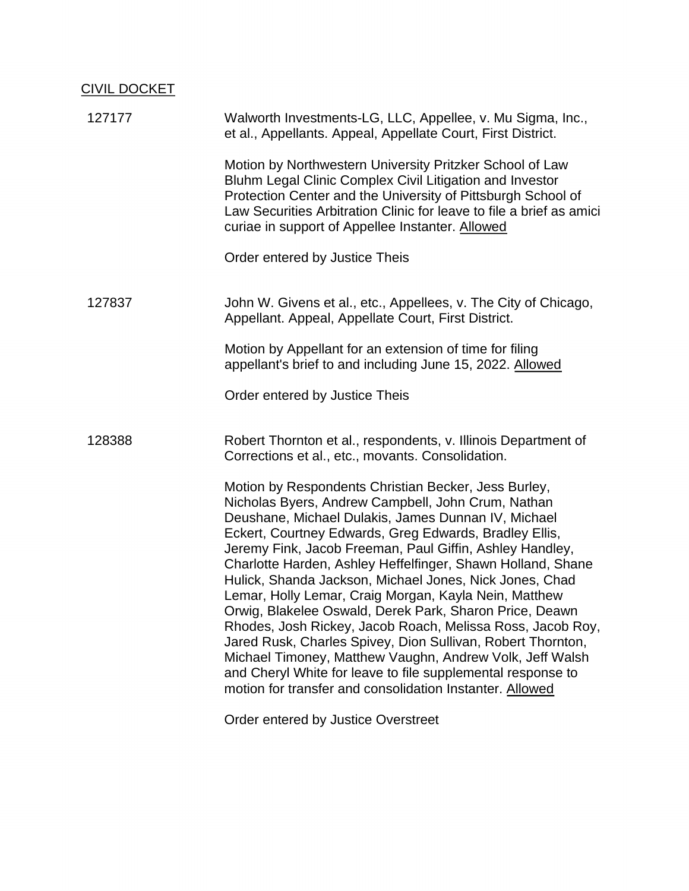CIVIL DOCKET

| | |
|---|---|
| 127177 | Walworth Investments-LG, LLC, Appellee, v. Mu Sigma, Inc., et al., Appellants. Appeal, Appellate Court, First District.<br><br>Motion by Northwestern University Pritzker School of Law Bluhm Legal Clinic Complex Civil Litigation and Investor Protection Center and the University of Pittsburgh School of Law Securities Arbitration Clinic for leave to file a brief as amici curiae in support of Appellee Instanter. Allowed<br><br>Order entered by Justice Theis |
| 127837 | John W. Givens et al., etc., Appellees, v. The City of Chicago, Appellant. Appeal, Appellate Court, First District.<br><br>Motion by Appellant for an extension of time for filing appellant's brief to and including June 15, 2022. Allowed<br><br>Order entered by Justice Theis |
| 128388 | Robert Thornton et al., respondents, v. Illinois Department of Corrections et al., etc., movants. Consolidation.<br><br>Motion by Respondents Christian Becker, Jess Burley, Nicholas Byers, Andrew Campbell, John Crum, Nathan Deushane, Michael Dulakis, James Dunnan IV, Michael Eckert, Courtney Edwards, Greg Edwards, Bradley Ellis, Jeremy Fink, Jacob Freeman, Paul Giffin, Ashley Handley, Charlotte Harden, Ashley Heffelfinger, Shawn Holland, Shane Hulick, Shanda Jackson, Michael Jones, Nick Jones, Chad Lemar, Holly Lemar, Craig Morgan, Kayla Nein, Matthew Orwig, Blakelee Oswald, Derek Park, Sharon Price, Deawn Rhodes, Josh Rickey, Jacob Roach, Melissa Ross, Jacob Roy, Jared Rusk, Charles Spivey, Dion Sullivan, Robert Thornton, Michael Timoney, Matthew Vaughn, Andrew Volk, Jeff Walsh and Cheryl White for leave to file supplemental response to motion for transfer and consolidation Instanter. Allowed<br><br>Order entered by Justice Overstreet |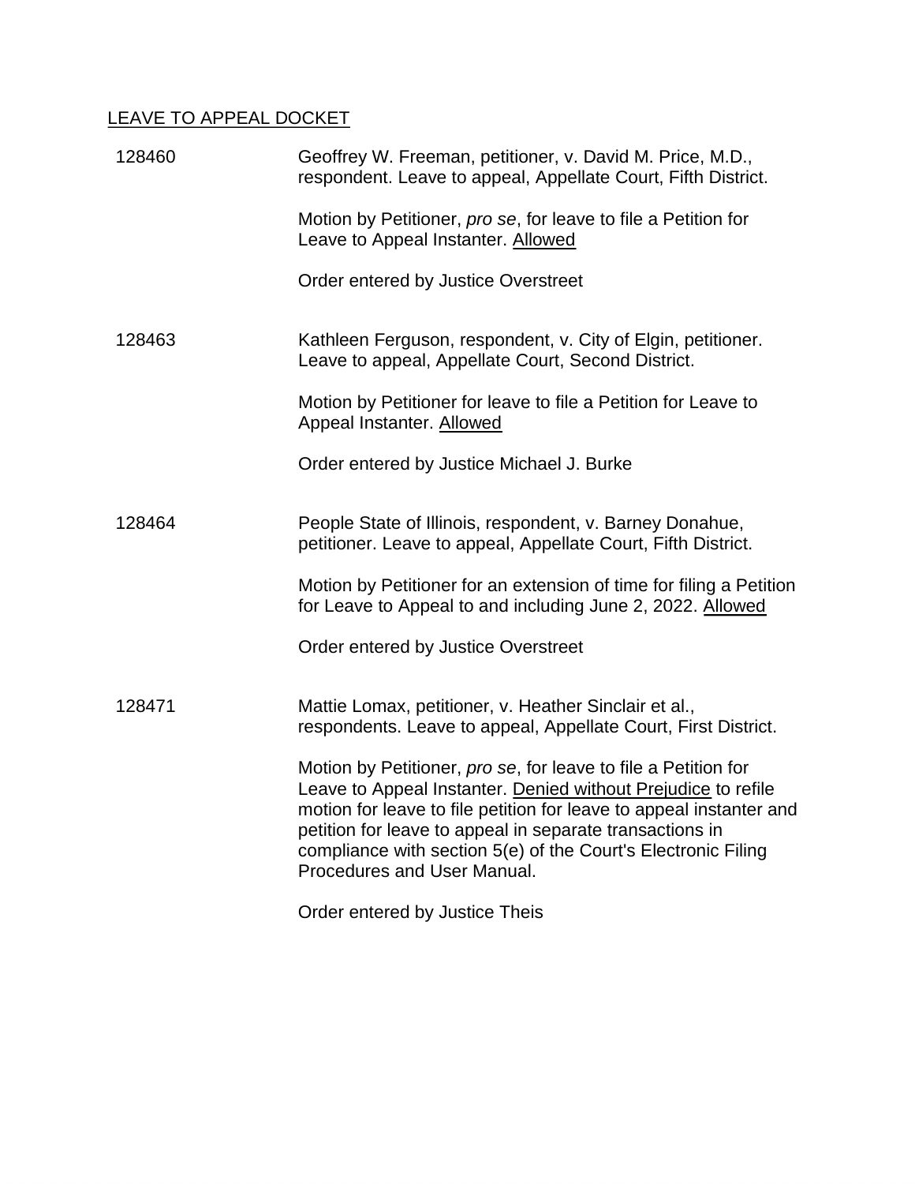LEAVE TO APPEAL DOCKET

128460 — Geoffrey W. Freeman, petitioner, v. David M. Price, M.D., respondent. Leave to appeal, Appellate Court, Fifth District.

Motion by Petitioner, *pro se*, for leave to file a Petition for Leave to Appeal Instanter. Allowed

Order entered by Justice Overstreet

128463 — Kathleen Ferguson, respondent, v. City of Elgin, petitioner. Leave to appeal, Appellate Court, Second District.

Motion by Petitioner for leave to file a Petition for Leave to Appeal Instanter. Allowed

Order entered by Justice Michael J. Burke

128464 — People State of Illinois, respondent, v. Barney Donahue, petitioner. Leave to appeal, Appellate Court, Fifth District.

Motion by Petitioner for an extension of time for filing a Petition for Leave to Appeal to and including June 2, 2022. Allowed

Order entered by Justice Overstreet

128471 — Mattie Lomax, petitioner, v. Heather Sinclair et al., respondents. Leave to appeal, Appellate Court, First District.

Motion by Petitioner, *pro se*, for leave to file a Petition for Leave to Appeal Instanter. Denied without Prejudice to refile motion for leave to file petition for leave to appeal instanter and petition for leave to appeal in separate transactions in compliance with section 5(e) of the Court's Electronic Filing Procedures and User Manual.

Order entered by Justice Theis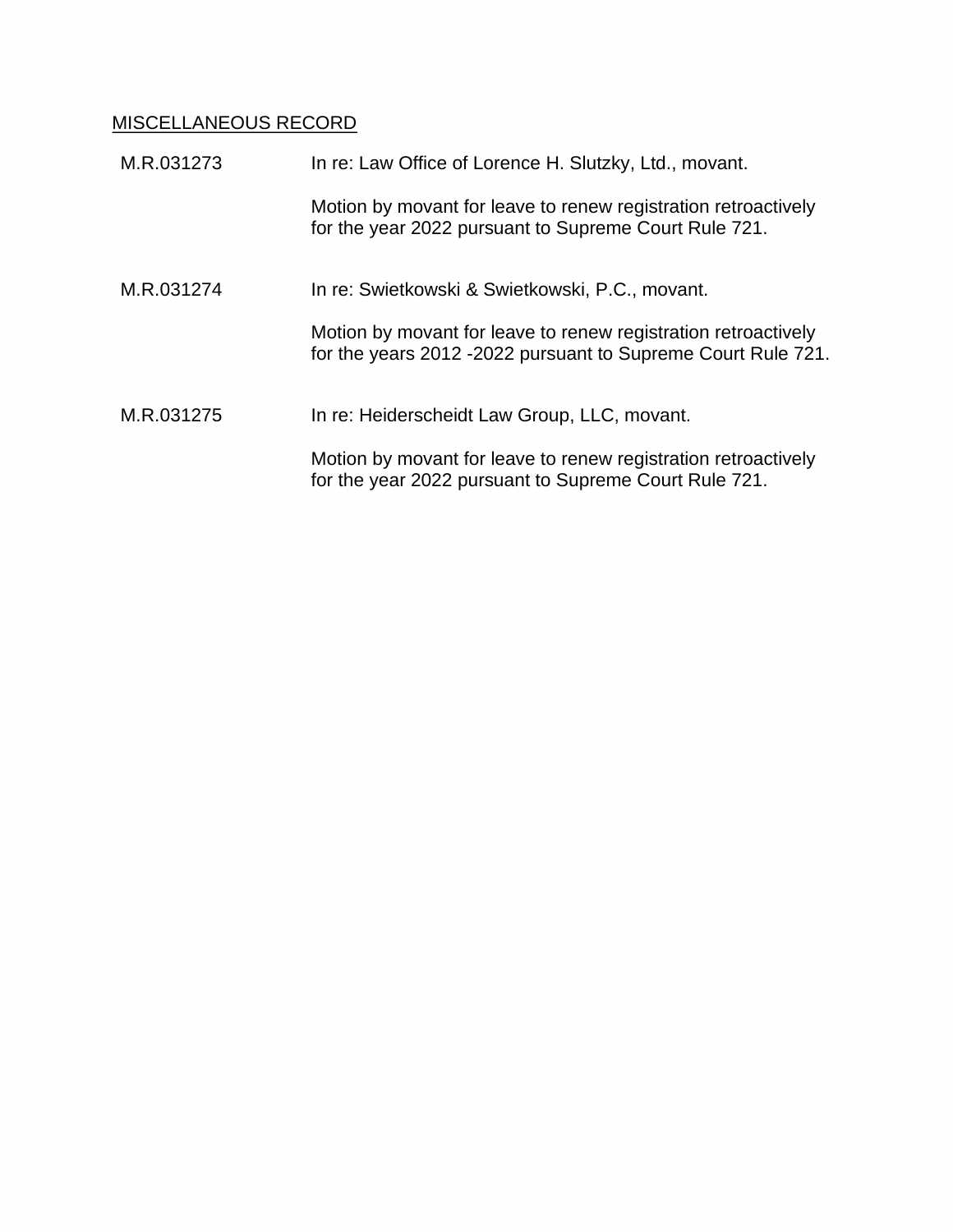<u>MISCELLANEOUS RECORD</u>

| | |
|---|---|
| M.R.031273 | In re: Law Office of Lorence H. Slutzky, Ltd., movant.<br><br>Motion by movant for leave to renew registration retroactively for the year 2022 pursuant to Supreme Court Rule 721. |
| M.R.031274 | In re: Swietkowski & Swietkowski, P.C., movant.<br><br>Motion by movant for leave to renew registration retroactively for the years 2012 -2022 pursuant to Supreme Court Rule 721. |
| M.R.031275 | In re: Heiderscheidt Law Group, LLC, movant.<br><br>Motion by movant for leave to renew registration retroactively for the year 2022 pursuant to Supreme Court Rule 721. |